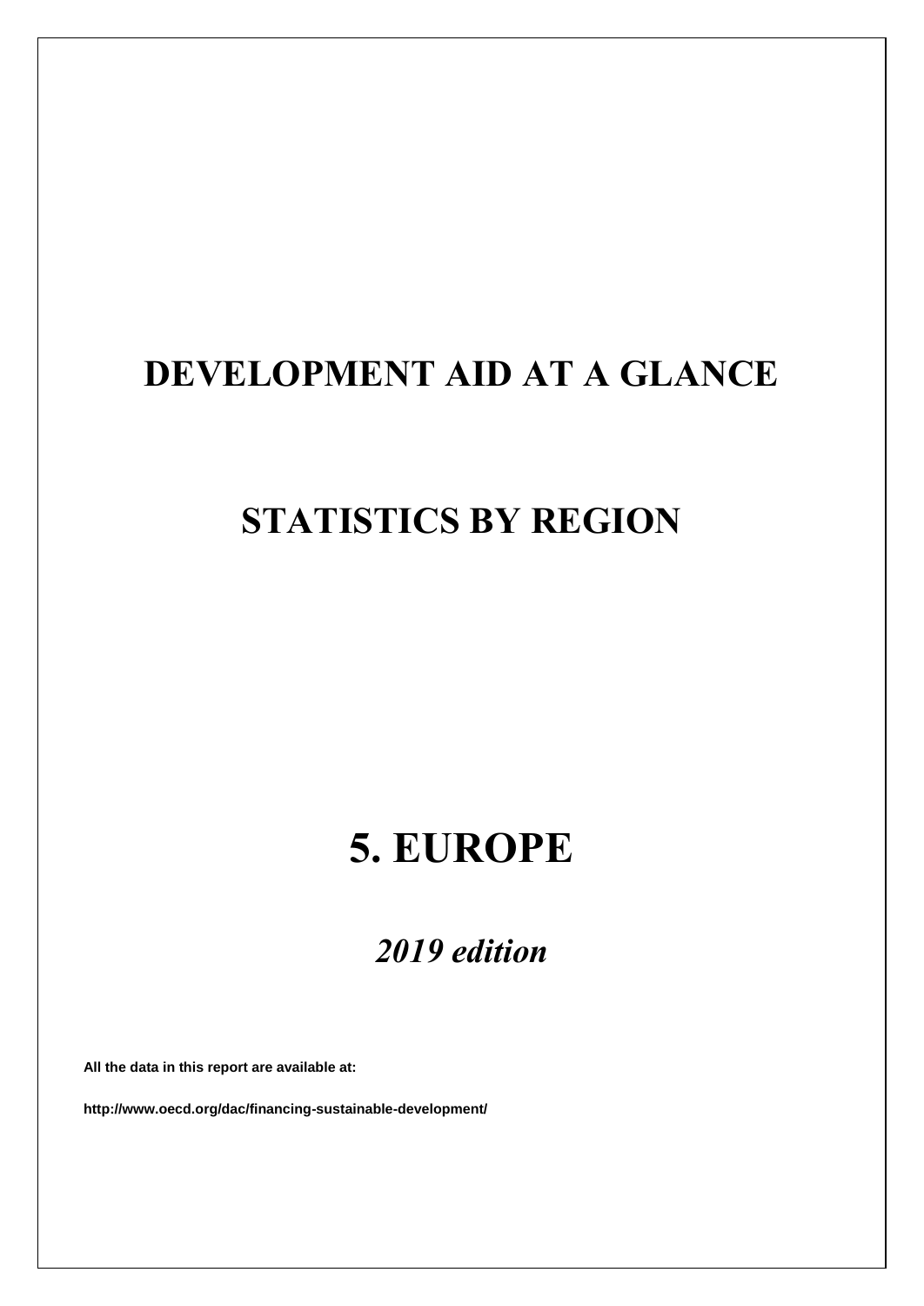# DEVELOPMENT AID AT A GLANCE

## STATISTICS BY REGION

# 5. EUROPE

*2019 edition*

**All the data in this report are available at:**

**http://www.oecd.org/dac/financing-sustainable-development/**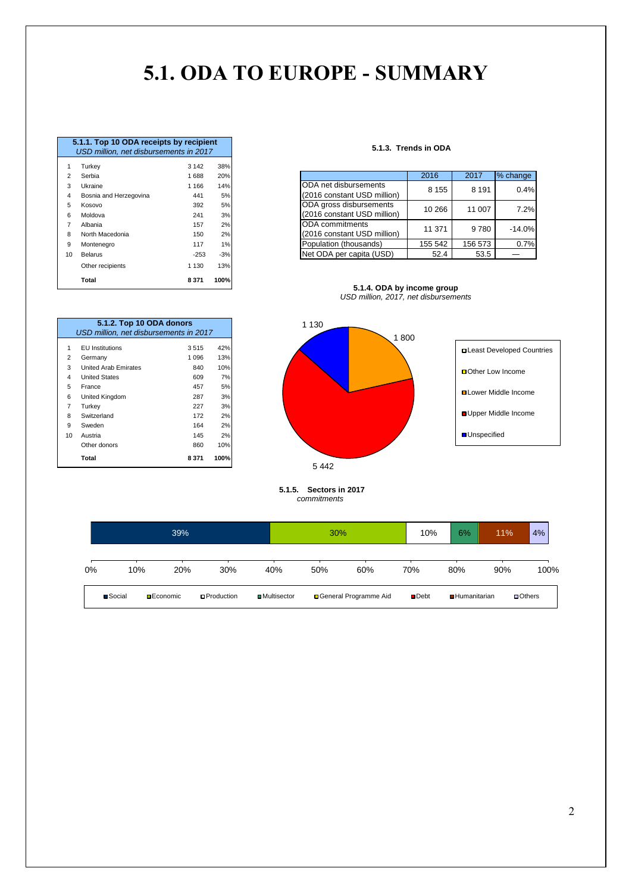# 5.1. ODA TO EUROPE - SUMMARY

**5.1.1. Top 10 ODA receipts by recipient**
*USD million, net disbursements in 2017*

| | | | |
|---|---|---|---|
| 1 | Turkey | 3 142 | 38% |
| 2 | Serbia | 1 688 | 20% |
| 3 | Ukraine | 1 166 | 14% |
| 4 | Bosnia and Herzegovina | 441 | 5% |
| 5 | Kosovo | 392 | 5% |
| 6 | Moldova | 241 | 3% |
| 7 | Albania | 157 | 2% |
| 8 | North Macedonia | 150 | 2% |
| 9 | Montenegro | 117 | 1% |
| 10 | Belarus | -253 | -3% |
| | Other recipients | 1 130 | 13% |
| | **Total** | **8 371** | **100%** |

**5.1.3. Trends in ODA**

| | 2016 | 2017 | % change |
|---|---|---|---|
| ODA net disbursements (2016 constant USD million) | 8 155 | 8 191 | 0.4% |
| ODA gross disbursements (2016 constant USD million) | 10 266 | 11 007 | 7.2% |
| ODA commitments (2016 constant USD million) | 11 371 | 9 780 | -14.0% |
| Population (thousands) | 155 542 | 156 573 | 0.7% |
| Net ODA per capita (USD) | 52.4 | 53.5 | — |

**5.1.2. Top 10 ODA donors**
*USD million, net disbursements in 2017*

| | | | |
|---|---|---|---|
| 1 | EU Institutions | 3 515 | 42% |
| 2 | Germany | 1 096 | 13% |
| 3 | United Arab Emirates | 840 | 10% |
| 4 | United States | 609 | 7% |
| 5 | France | 457 | 5% |
| 6 | United Kingdom | 287 | 3% |
| 7 | Turkey | 227 | 3% |
| 8 | Switzerland | 172 | 2% |
| 9 | Sweden | 164 | 2% |
| 10 | Austria | 145 | 2% |
| | Other donors | 860 | 10% |
| | **Total** | **8 371** | **100%** |

**5.1.4. ODA by income group**
*USD million, 2017, net disbursements*

| Income group | USD million |
|---|---|
| Least Developed Countries | |
| Other Low Income | |
| Lower Middle Income | 1 800 |
| Upper Middle Income | 5 442 |
| Unspecified | 1 130 |

**5.1.5. Sectors in 2017**
*commitments*

| Social | Economic | Production | Multisector | General Programme Aid | Debt | Humanitarian | Others |
|---|---|---|---|---|---|---|---|
| 39% | 30% | 10% | 6% | | | 11% | 4% |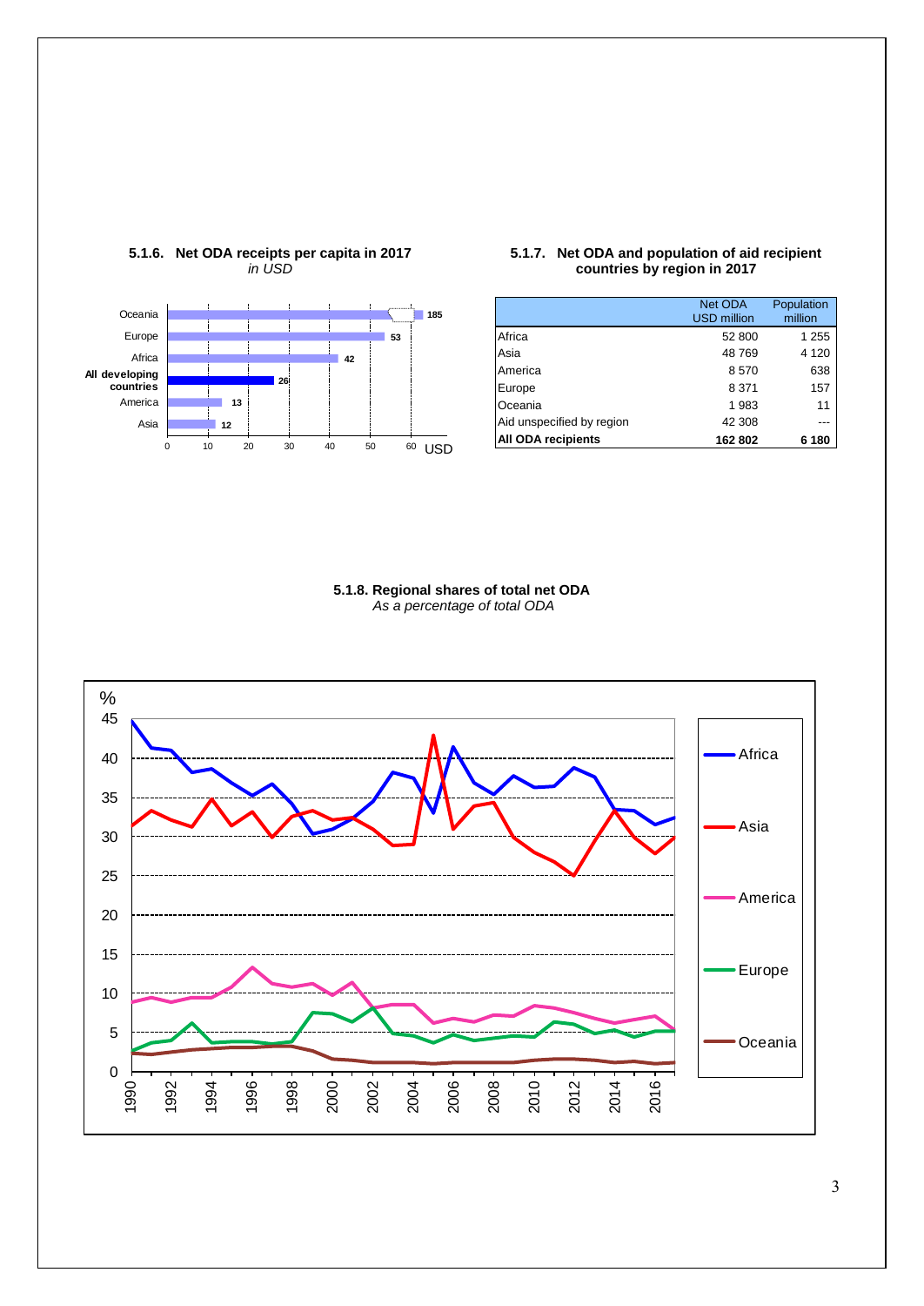### 5.1.6. Net ODA receipts per capita in 2017

*in USD*

| Region | USD |
|---|---|
| Oceania | 185 |
| Europe | 53 |
| Africa | 42 |
| **All developing countries** | 26 |
| America | 13 |
| Asia | 12 |

### 5.1.7. Net ODA and population of aid recipient countries by region in 2017

| | Net ODA USD million | Population million |
|---|---|---|
| Africa | 52 800 | 1 255 |
| Asia | 48 769 | 4 120 |
| America | 8 570 | 638 |
| Europe | 8 371 | 157 |
| Oceania | 1 983 | 11 |
| Aid unspecified by region | 42 308 | --- |
| **All ODA recipients** | **162 802** | **6 180** |

### 5.1.8. Regional shares of total net ODA

*As a percentage of total ODA*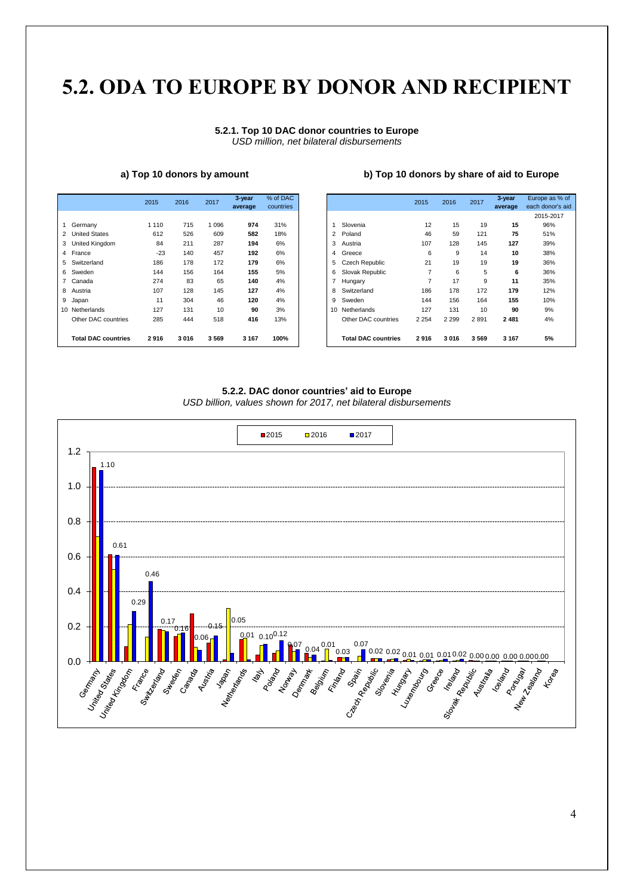# 5.2. ODA TO EUROPE BY DONOR AND RECIPIENT

### 5.2.1. Top 10 DAC donor countries to Europe

*USD million, net bilateral disbursements*

#### a) Top 10 donors by amount

| | | 2015 | 2016 | 2017 | 3-year average | % of DAC countries |
|---|---|---|---|---|---|---|
| 1 | Germany | 1 110 | 715 | 1 096 | **974** | 31% |
| 2 | United States | 612 | 526 | 609 | **582** | 18% |
| 3 | United Kingdom | 84 | 211 | 287 | **194** | 6% |
| 4 | France | -23 | 140 | 457 | **192** | 6% |
| 5 | Switzerland | 186 | 178 | 172 | **179** | 6% |
| 6 | Sweden | 144 | 156 | 164 | **155** | 5% |
| 7 | Canada | 274 | 83 | 65 | **140** | 4% |
| 8 | Austria | 107 | 128 | 145 | **127** | 4% |
| 9 | Japan | 11 | 304 | 46 | **120** | 4% |
| 10 | Netherlands | 127 | 131 | 10 | **90** | 3% |
| | Other DAC countries | 285 | 444 | 518 | **416** | 13% |
| | **Total DAC countries** | **2 916** | **3 016** | **3 569** | **3 167** | **100%** |

#### b) Top 10 donors by share of aid to Europe

| | | 2015 | 2016 | 2017 | 3-year average | Europe as % of each donor's aid 2015-2017 |
|---|---|---|---|---|---|---|
| 1 | Slovenia | 12 | 15 | 19 | **15** | 96% |
| 2 | Poland | 46 | 59 | 121 | **75** | 51% |
| 3 | Austria | 107 | 128 | 145 | **127** | 39% |
| 4 | Greece | 6 | 9 | 14 | **10** | 38% |
| 5 | Czech Republic | 21 | 19 | 19 | **19** | 36% |
| 6 | Slovak Republic | 7 | 6 | 5 | **6** | 36% |
| 7 | Hungary | 7 | 17 | 9 | **11** | 35% |
| 8 | Switzerland | 186 | 178 | 172 | **179** | 12% |
| 9 | Sweden | 144 | 156 | 164 | **155** | 10% |
| 10 | Netherlands | 127 | 131 | 10 | **90** | 9% |
| | Other DAC countries | 2 254 | 2 299 | 2 891 | **2 481** | 4% |
| | **Total DAC countries** | **2 916** | **3 016** | **3 569** | **3 167** | **5%** |

### 5.2.2. DAC donor countries' aid to Europe

*USD billion, values shown for 2017, net bilateral disbursements*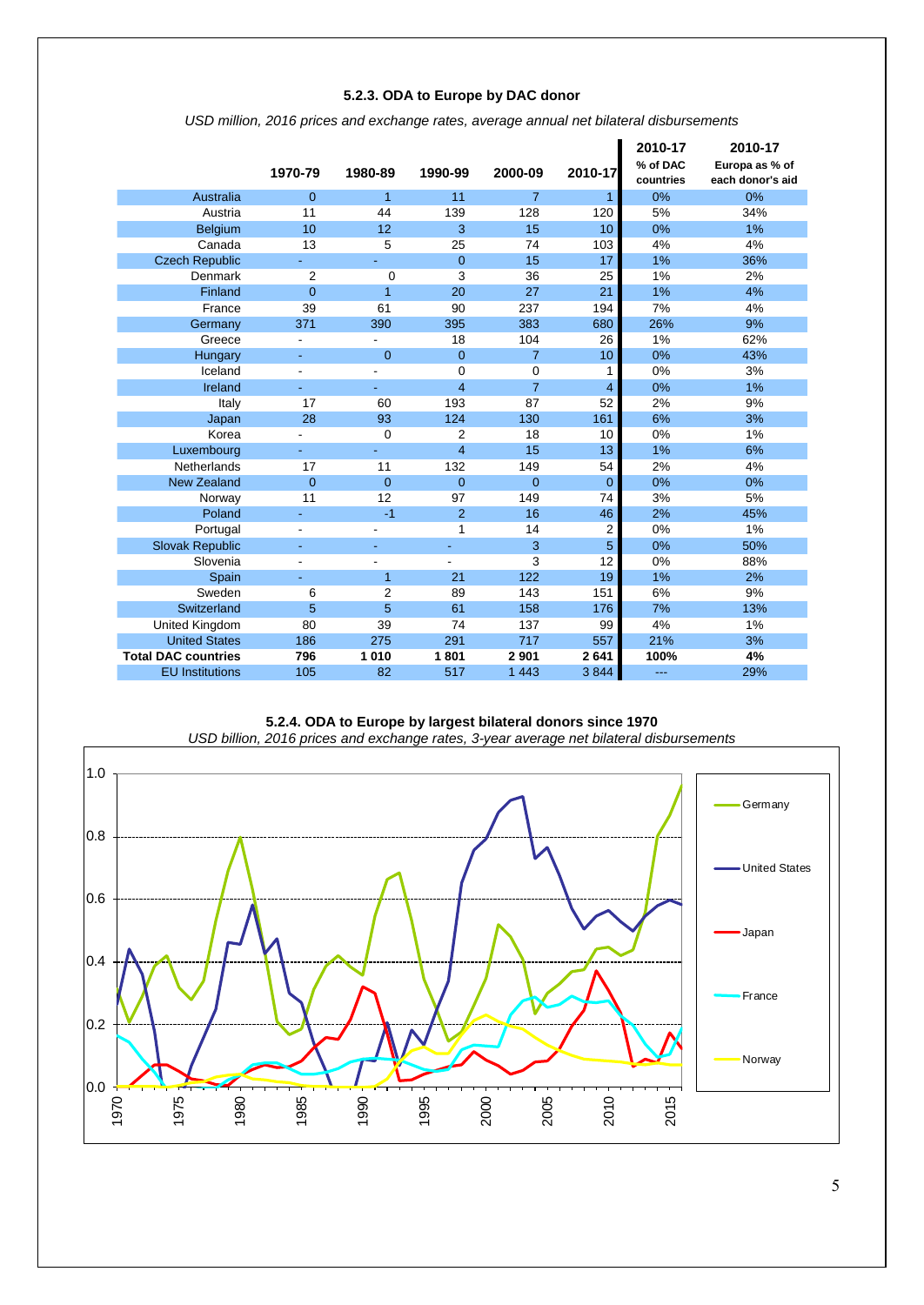### 5.2.3. ODA to Europe by DAC donor

*USD million, 2016 prices and exchange rates, average annual net bilateral disbursements*

| | 1970-79 | 1980-89 | 1990-99 | 2000-09 | 2010-17 | 2010-17 % of DAC countries | 2010-17 Europa as % of each donor's aid |
|---|---|---|---|---|---|---|---|
| Australia | 0 | 1 | 11 | 7 | 1 | 0% | 0% |
| Austria | 11 | 44 | 139 | 128 | 120 | 5% | 34% |
| Belgium | 10 | 12 | 3 | 15 | 10 | 0% | 1% |
| Canada | 13 | 5 | 25 | 74 | 103 | 4% | 4% |
| Czech Republic | - | - | 0 | 15 | 17 | 1% | 36% |
| Denmark | 2 | 0 | 3 | 36 | 25 | 1% | 2% |
| Finland | 0 | 1 | 20 | 27 | 21 | 1% | 4% |
| France | 39 | 61 | 90 | 237 | 194 | 7% | 4% |
| Germany | 371 | 390 | 395 | 383 | 680 | 26% | 9% |
| Greece | - | - | 18 | 104 | 26 | 1% | 62% |
| Hungary | - | 0 | 0 | 7 | 10 | 0% | 43% |
| Iceland | - | - | 0 | 0 | 1 | 0% | 3% |
| Ireland | - | - | 4 | 7 | 4 | 0% | 1% |
| Italy | 17 | 60 | 193 | 87 | 52 | 2% | 9% |
| Japan | 28 | 93 | 124 | 130 | 161 | 6% | 3% |
| Korea | - | 0 | 2 | 18 | 10 | 0% | 1% |
| Luxembourg | - | - | 4 | 15 | 13 | 1% | 6% |
| Netherlands | 17 | 11 | 132 | 149 | 54 | 2% | 4% |
| New Zealand | 0 | 0 | 0 | 0 | 0 | 0% | 0% |
| Norway | 11 | 12 | 97 | 149 | 74 | 3% | 5% |
| Poland | - | -1 | 2 | 16 | 46 | 2% | 45% |
| Portugal | - | - | 1 | 14 | 2 | 0% | 1% |
| Slovak Republic | - | - | - | 3 | 5 | 0% | 50% |
| Slovenia | - | - | - | 3 | 12 | 0% | 88% |
| Spain | - | 1 | 21 | 122 | 19 | 1% | 2% |
| Sweden | 6 | 2 | 89 | 143 | 151 | 6% | 9% |
| Switzerland | 5 | 5 | 61 | 158 | 176 | 7% | 13% |
| United Kingdom | 80 | 39 | 74 | 137 | 99 | 4% | 1% |
| United States | 186 | 275 | 291 | 717 | 557 | 21% | 3% |
| **Total DAC countries** | **796** | **1 010** | **1 801** | **2 901** | **2 641** | **100%** | **4%** |
| EU Institutions | 105 | 82 | 517 | 1 443 | 3 844 | --- | 29% |

### 5.2.4. ODA to Europe by largest bilateral donors since 1970

*USD billion, 2016 prices and exchange rates, 3-year average net bilateral disbursements*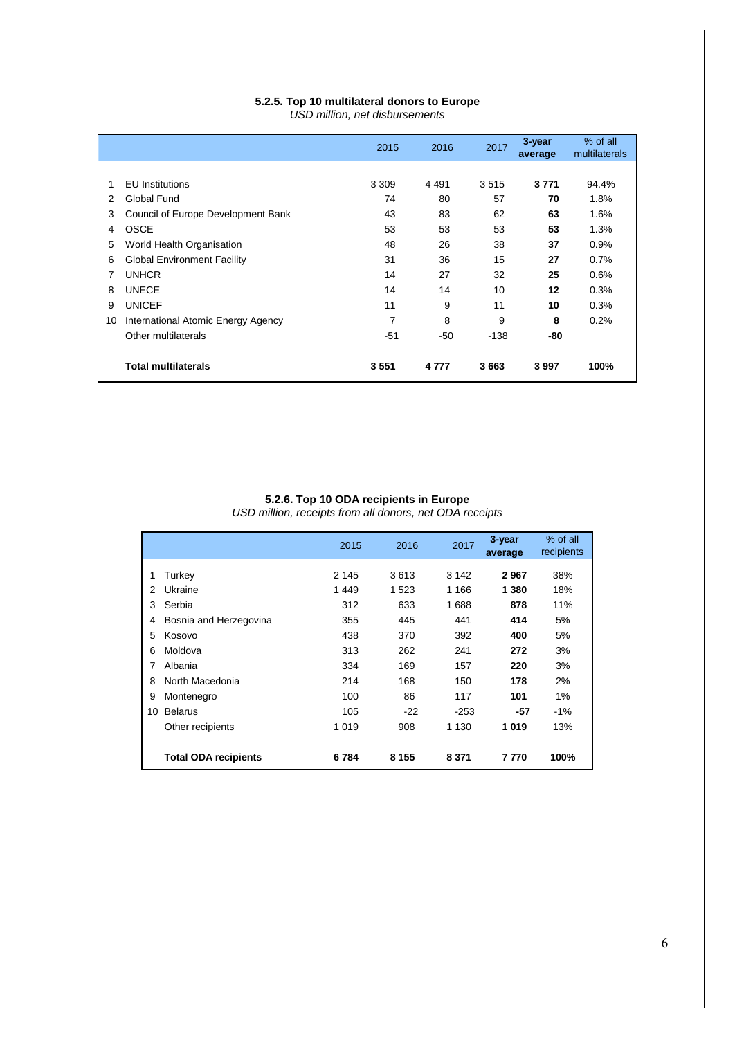### 5.2.5. Top 10 multilateral donors to Europe

*USD million, net disbursements*

| | | 2015 | 2016 | 2017 | 3-year average | % of all multilaterals |
|---|---|---|---|---|---|---|
| 1 | EU Institutions | 3 309 | 4 491 | 3 515 | **3 771** | 94.4% |
| 2 | Global Fund | 74 | 80 | 57 | **70** | 1.8% |
| 3 | Council of Europe Development Bank | 43 | 83 | 62 | **63** | 1.6% |
| 4 | OSCE | 53 | 53 | 53 | **53** | 1.3% |
| 5 | World Health Organisation | 48 | 26 | 38 | **37** | 0.9% |
| 6 | Global Environment Facility | 31 | 36 | 15 | **27** | 0.7% |
| 7 | UNHCR | 14 | 27 | 32 | **25** | 0.6% |
| 8 | UNECE | 14 | 14 | 10 | **12** | 0.3% |
| 9 | UNICEF | 11 | 9 | 11 | **10** | 0.3% |
| 10 | International Atomic Energy Agency | 7 | 8 | 9 | **8** | 0.2% |
| | Other multilaterals | -51 | -50 | -138 | **-80** | |
| | **Total multilaterals** | **3 551** | **4 777** | **3 663** | **3 997** | **100%** |

### 5.2.6. Top 10 ODA recipients in Europe

*USD million, receipts from all donors, net ODA receipts*

| | | 2015 | 2016 | 2017 | 3-year average | % of all recipients |
|---|---|---|---|---|---|---|
| 1 | Turkey | 2 145 | 3 613 | 3 142 | **2 967** | 38% |
| 2 | Ukraine | 1 449 | 1 523 | 1 166 | **1 380** | 18% |
| 3 | Serbia | 312 | 633 | 1 688 | **878** | 11% |
| 4 | Bosnia and Herzegovina | 355 | 445 | 441 | **414** | 5% |
| 5 | Kosovo | 438 | 370 | 392 | **400** | 5% |
| 6 | Moldova | 313 | 262 | 241 | **272** | 3% |
| 7 | Albania | 334 | 169 | 157 | **220** | 3% |
| 8 | North Macedonia | 214 | 168 | 150 | **178** | 2% |
| 9 | Montenegro | 100 | 86 | 117 | **101** | 1% |
| 10 | Belarus | 105 | -22 | -253 | **-57** | -1% |
| | Other recipients | 1 019 | 908 | 1 130 | **1 019** | 13% |
| | **Total ODA recipients** | **6 784** | **8 155** | **8 371** | **7 770** | **100%** |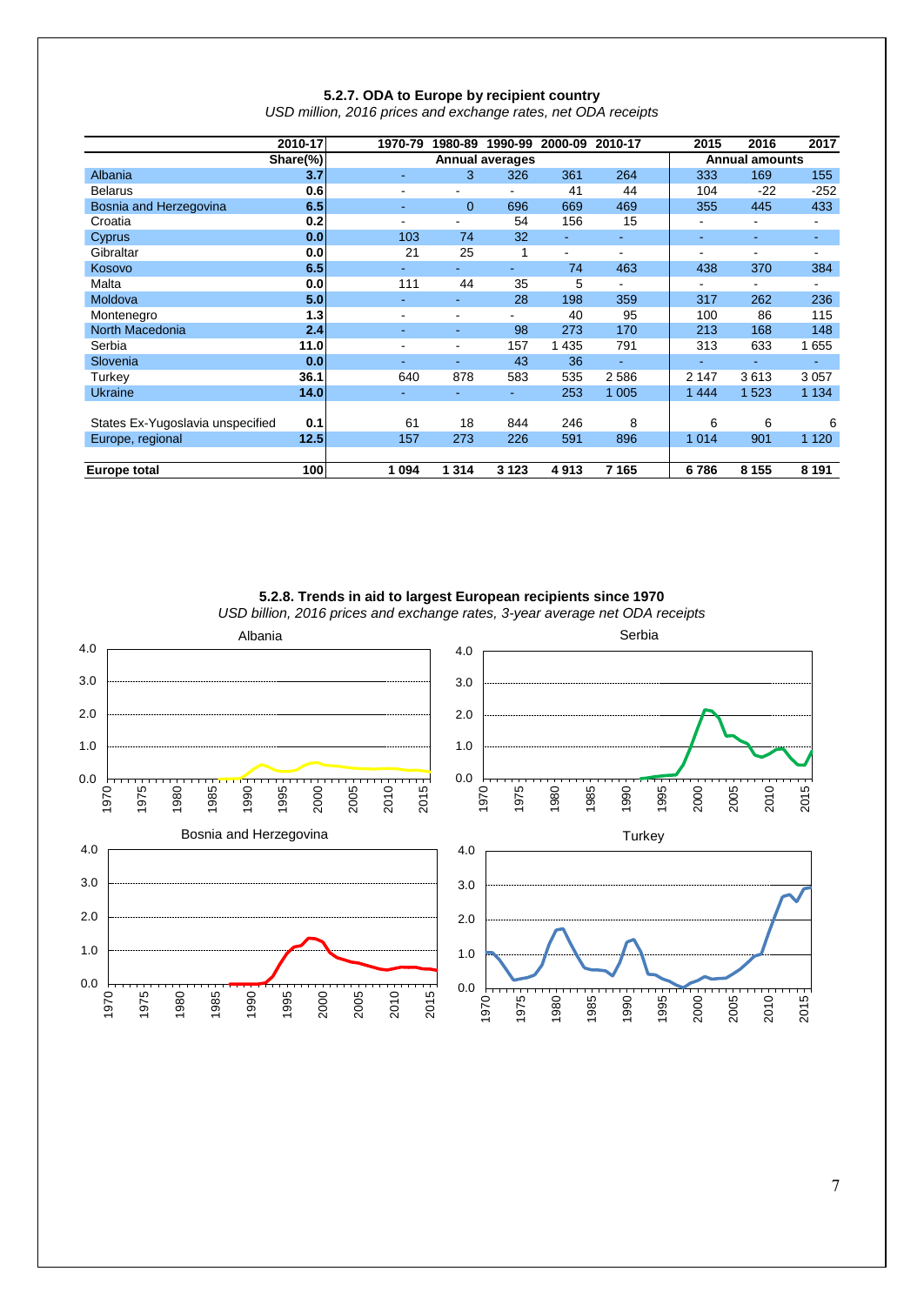### 5.2.7. ODA to Europe by recipient country

*USD million, 2016 prices and exchange rates, net ODA receipts*

| | 2010-17 | 1970-79 | 1980-89 | 1990-99 | 2000-09 | 2010-17 | 2015 | 2016 | 2017 |
|---|---|---|---|---|---|---|---|---|---|
| | **Share(%)** | Annual averages | | | | | Annual amounts | | |
| Albania | **3.7** | - | 3 | 326 | 361 | 264 | 333 | 169 | 155 |
| Belarus | **0.6** | - | - | - | 41 | 44 | 104 | -22 | -252 |
| Bosnia and Herzegovina | **6.5** | - | 0 | 696 | 669 | 469 | 355 | 445 | 433 |
| Croatia | **0.2** | - | - | 54 | 156 | 15 | - | - | - |
| Cyprus | **0.0** | 103 | 74 | 32 | - | - | - | - | - |
| Gibraltar | **0.0** | 21 | 25 | 1 | - | - | - | - | - |
| Kosovo | **6.5** | - | - | - | 74 | 463 | 438 | 370 | 384 |
| Malta | **0.0** | 111 | 44 | 35 | 5 | - | - | - | - |
| Moldova | **5.0** | - | - | 28 | 198 | 359 | 317 | 262 | 236 |
| Montenegro | **1.3** | - | - | - | 40 | 95 | 100 | 86 | 115 |
| North Macedonia | **2.4** | - | - | 98 | 273 | 170 | 213 | 168 | 148 |
| Serbia | **11.0** | - | - | 157 | 1 435 | 791 | 313 | 633 | 1 655 |
| Slovenia | **0.0** | - | - | 43 | 36 | - | - | - | - |
| Turkey | **36.1** | 640 | 878 | 583 | 535 | 2 586 | 2 147 | 3 613 | 3 057 |
| Ukraine | **14.0** | - | - | - | 253 | 1 005 | 1 444 | 1 523 | 1 134 |
| States Ex-Yugoslavia unspecified | **0.1** | 61 | 18 | 844 | 246 | 8 | 6 | 6 | 6 |
| Europe, regional | **12.5** | 157 | 273 | 226 | 591 | 896 | 1 014 | 901 | 1 120 |
| **Europe total** | **100** | **1 094** | **1 314** | **3 123** | **4 913** | **7 165** | **6 786** | **8 155** | **8 191** |

### 5.2.8. Trends in aid to largest European recipients since 1970

*USD billion, 2016 prices and exchange rates, 3-year average net ODA receipts*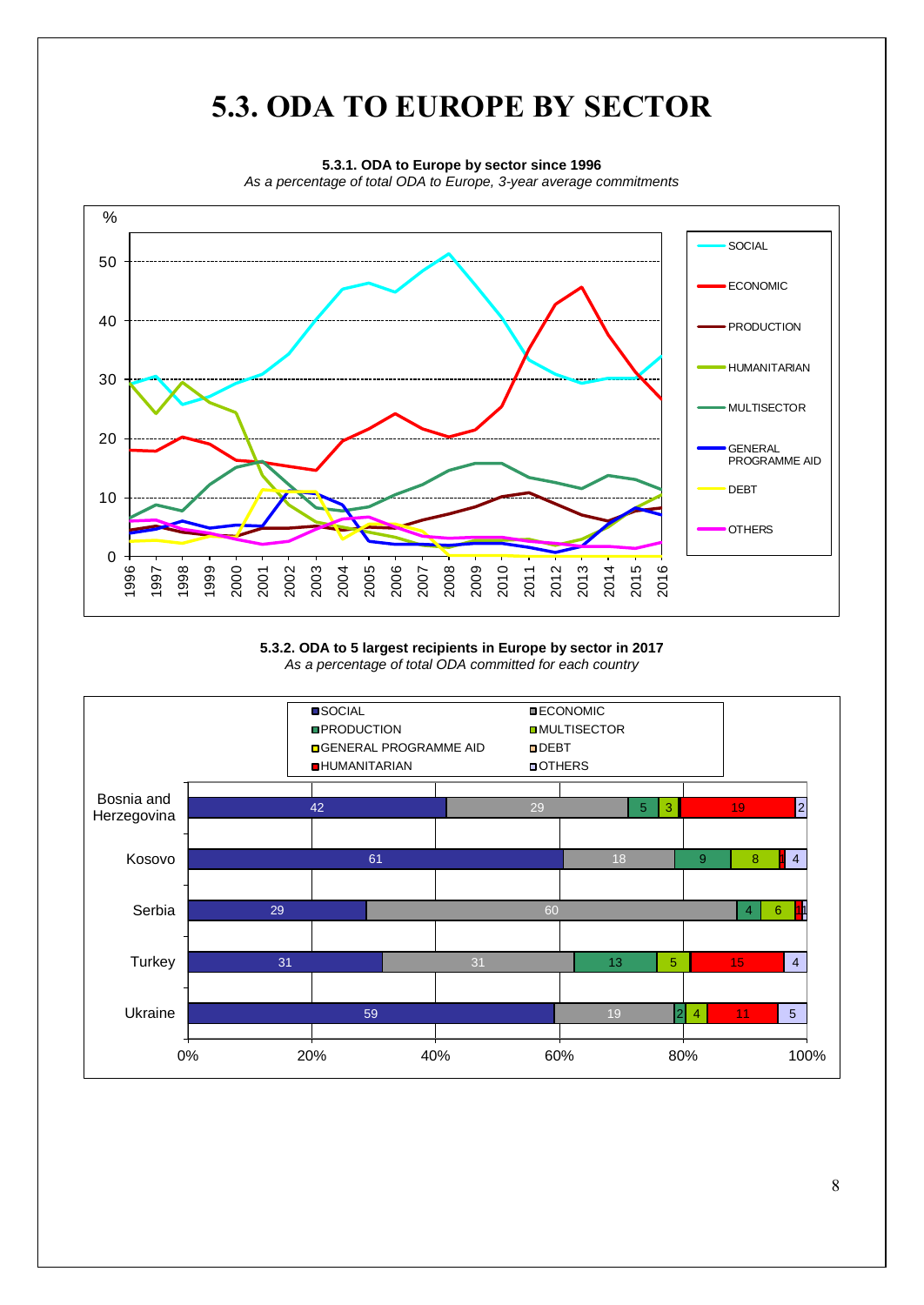# 5.3. ODA TO EUROPE BY SECTOR

**5.3.1. ODA to Europe by sector since 1996**

*As a percentage of total ODA to Europe, 3-year average commitments*

**5.3.2. ODA to 5 largest recipients in Europe by sector in 2017**

*As a percentage of total ODA committed for each country*

| Country | SOCIAL | ECONOMIC | PRODUCTION | MULTISECTOR | GENERAL PROGRAMME AID | DEBT | HUMANITARIAN | OTHERS |
|---|---|---|---|---|---|---|---|---|
| Bosnia and Herzegovina | 42 | 29 | 5 | 3 | | | 19 | 2 |
| Kosovo | 61 | 18 | 9 | 8 | | | 1 | 4 |
| Serbia | 29 | 60 | 4 | 6 | | | 1 | 1 |
| Turkey | 31 | 31 | 13 | 5 | | | 15 | 4 |
| Ukraine | 59 | 19 | 2 | 4 | | | 11 | 5 |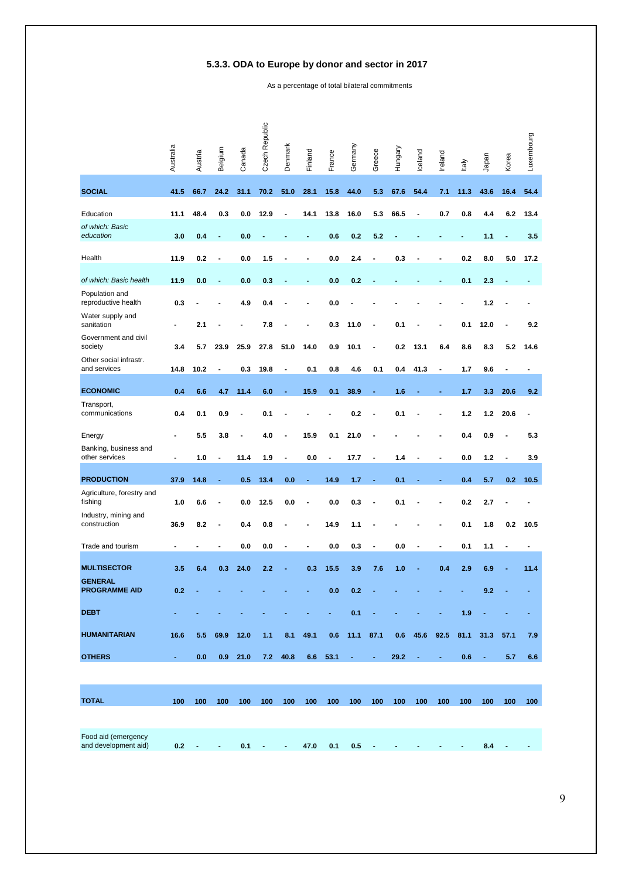## 5.3.3. ODA to Europe by donor and sector in 2017

As a percentage of total bilateral commitments

| | Australia | Austria | Belgium | Canada | Czech Republic | Denmark | Finland | France | Germany | Greece | Hungary | Iceland | Ireland | Italy | Japan | Korea | Luxembourg |
|---|---|---|---|---|---|---|---|---|---|---|---|---|---|---|---|---|---|
| **SOCIAL** | **41.5** | **66.7** | **24.2** | **31.1** | **70.2** | **51.0** | **28.1** | **15.8** | **44.0** | **5.3** | **67.6** | **54.4** | **7.1** | **11.3** | **43.6** | **16.4** | **54.4** |
| Education | **11.1** | **48.4** | **0.3** | **0.0** | **12.9** | **-** | **14.1** | **13.8** | **16.0** | **5.3** | **66.5** | **-** | **0.7** | **0.8** | **4.4** | **6.2** | **13.4** |
| *of which: Basic education* | **3.0** | **0.4** | **-** | **0.0** | **-** | **-** | **-** | **0.6** | **0.2** | **5.2** | **-** | **-** | **-** | **-** | **1.1** | **-** | **3.5** |
| Health | **11.9** | **0.2** | **-** | **0.0** | **1.5** | **-** | **-** | **0.0** | **2.4** | **-** | **0.3** | **-** | **-** | **0.2** | **8.0** | **5.0** | **17.2** |
| *of which: Basic health* | **11.9** | **0.0** | **-** | **0.0** | **0.3** | **-** | **-** | **0.0** | **0.2** | **-** | **-** | **-** | **-** | **0.1** | **2.3** | **-** | **-** |
| Population and reproductive health | **0.3** | **-** | **-** | **4.9** | **0.4** | **-** | **-** | **0.0** | **-** | **-** | **-** | **-** | **-** | **-** | **1.2** | **-** | **-** |
| Water supply and sanitation | **-** | **2.1** | **-** | **-** | **7.8** | **-** | **-** | **0.3** | **11.0** | **-** | **0.1** | **-** | **-** | **0.1** | **12.0** | **-** | **9.2** |
| Government and civil society | **3.4** | **5.7** | **23.9** | **25.9** | **27.8** | **51.0** | **14.0** | **0.9** | **10.1** | **-** | **0.2** | **13.1** | **6.4** | **8.6** | **8.3** | **5.2** | **14.6** |
| Other social infrastr. and services | **14.8** | **10.2** | **-** | **0.3** | **19.8** | **-** | **0.1** | **0.8** | **4.6** | **0.1** | **0.4** | **41.3** | **-** | **1.7** | **9.6** | **-** | **-** |
| **ECONOMIC** | **0.4** | **6.6** | **4.7** | **11.4** | **6.0** | **-** | **15.9** | **0.1** | **38.9** | **-** | **1.6** | **-** | **-** | **1.7** | **3.3** | **20.6** | **9.2** |
| Transport, communications | **0.4** | **0.1** | **0.9** | **-** | **0.1** | **-** | **-** | **-** | **0.2** | **-** | **0.1** | **-** | **-** | **1.2** | **1.2** | **20.6** | **-** |
| Energy | **-** | **5.5** | **3.8** | **-** | **4.0** | **-** | **15.9** | **0.1** | **21.0** | **-** | **-** | **-** | **-** | **0.4** | **0.9** | **-** | **5.3** |
| Banking, business and other services | **-** | **1.0** | **-** | **11.4** | **1.9** | **-** | **0.0** | **-** | **17.7** | **-** | **1.4** | **-** | **-** | **0.0** | **1.2** | **-** | **3.9** |
| **PRODUCTION** | **37.9** | **14.8** | **-** | **0.5** | **13.4** | **0.0** | **-** | **14.9** | **1.7** | **-** | **0.1** | **-** | **-** | **0.4** | **5.7** | **0.2** | **10.5** |
| Agriculture, forestry and fishing | **1.0** | **6.6** | **-** | **0.0** | **12.5** | **0.0** | **-** | **0.0** | **0.3** | **-** | **0.1** | **-** | **-** | **0.2** | **2.7** | **-** | **-** |
| Industry, mining and construction | **36.9** | **8.2** | **-** | **0.4** | **0.8** | **-** | **-** | **14.9** | **1.1** | **-** | **-** | **-** | **-** | **0.1** | **1.8** | **0.2** | **10.5** |
| Trade and tourism | **-** | **-** | **-** | **0.0** | **0.0** | **-** | **-** | **0.0** | **0.3** | **-** | **0.0** | **-** | **-** | **0.1** | **1.1** | **-** | **-** |
| **MULTISECTOR** | **3.5** | **6.4** | **0.3** | **24.0** | **2.2** | **-** | **0.3** | **15.5** | **3.9** | **7.6** | **1.0** | **-** | **0.4** | **2.9** | **6.9** | **-** | **11.4** |
| **GENERAL PROGRAMME AID** | **0.2** | **-** | **-** | **-** | **-** | **-** | **-** | **0.0** | **0.2** | **-** | **-** | **-** | **-** | **-** | **9.2** | **-** | **-** |
| **DEBT** | **-** | **-** | **-** | **-** | **-** | **-** | **-** | **-** | **0.1** | **-** | **-** | **-** | **-** | **1.9** | **-** | **-** | **-** |
| **HUMANITARIAN** | **16.6** | **5.5** | **69.9** | **12.0** | **1.1** | **8.1** | **49.1** | **0.6** | **11.1** | **87.1** | **0.6** | **45.6** | **92.5** | **81.1** | **31.3** | **57.1** | **7.9** |
| **OTHERS** | **-** | **0.0** | **0.9** | **21.0** | **7.2** | **40.8** | **6.6** | **53.1** | **-** | **-** | **29.2** | **-** | **-** | **0.6** | **-** | **5.7** | **6.6** |
| **TOTAL** | **100** | **100** | **100** | **100** | **100** | **100** | **100** | **100** | **100** | **100** | **100** | **100** | **100** | **100** | **100** | **100** | **100** |
| Food aid (emergency and development aid) | **0.2** | **-** | **-** | **0.1** | **-** | **-** | **47.0** | **0.1** | **0.5** | **-** | **-** | **-** | **-** | **-** | **8.4** | **-** | **-** |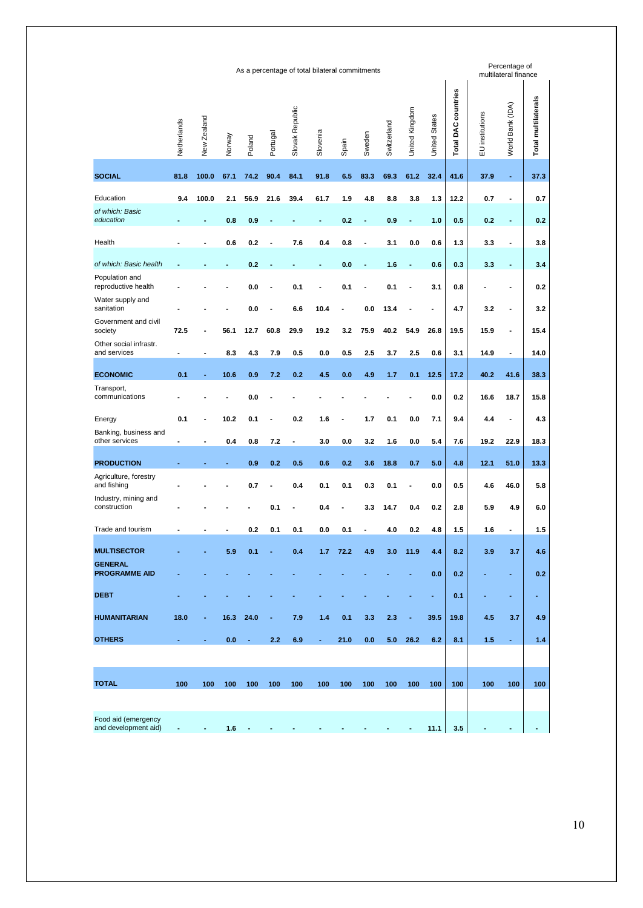| | As a percentage of total bilateral commitments | | | | | | | | | | | | | Percentage of multilateral finance | | |
|---|---|---|---|---|---|---|---|---|---|---|---|---|---|---|---|---|
| | Netherlands | New Zealand | Norway | Poland | Portugal | Slovak Republic | Slovenia | Spain | Sweden | Switzerland | United Kingdom | United States | **Total DAC countries** | EU institutions | World Bank (IDA) | **Total multilaterals** |
| **SOCIAL** | **81.8** | **100.0** | **67.1** | **74.2** | **90.4** | **84.1** | **91.8** | **6.5** | **83.3** | **69.3** | **61.2** | **32.4** | **41.6** | **37.9** | **-** | **37.3** |
| Education | 9.4 | 100.0 | 2.1 | 56.9 | 21.6 | 39.4 | 61.7 | 1.9 | 4.8 | 8.8 | 3.8 | 1.3 | 12.2 | 0.7 | - | 0.7 |
| *of which: Basic education* | - | - | 0.8 | 0.9 | - | - | - | 0.2 | - | 0.9 | - | 1.0 | 0.5 | 0.2 | - | 0.2 |
| Health | - | - | 0.6 | 0.2 | - | 7.6 | 0.4 | 0.8 | - | 3.1 | 0.0 | 0.6 | 1.3 | 3.3 | - | 3.8 |
| *of which: Basic health* | - | - | - | 0.2 | - | - | - | 0.0 | - | 1.6 | - | 0.6 | 0.3 | 3.3 | - | 3.4 |
| Population and reproductive health | - | - | - | 0.0 | - | 0.1 | - | 0.1 | - | 0.1 | - | 3.1 | 0.8 | - | - | 0.2 |
| Water supply and sanitation | - | - | - | 0.0 | - | 6.6 | 10.4 | - | 0.0 | 13.4 | - | - | 4.7 | 3.2 | - | 3.2 |
| Government and civil society | 72.5 | - | 56.1 | 12.7 | 60.8 | 29.9 | 19.2 | 3.2 | 75.9 | 40.2 | 54.9 | 26.8 | 19.5 | 15.9 | - | 15.4 |
| Other social infrastr. and services | - | - | 8.3 | 4.3 | 7.9 | 0.5 | 0.0 | 0.5 | 2.5 | 3.7 | 2.5 | 0.6 | 3.1 | 14.9 | - | 14.0 |
| **ECONOMIC** | **0.1** | **-** | **10.6** | **0.9** | **7.2** | **0.2** | **4.5** | **0.0** | **4.9** | **1.7** | **0.1** | **12.5** | **17.2** | **40.2** | **41.6** | **38.3** |
| Transport, communications | - | - | - | 0.0 | - | - | - | - | - | - | - | 0.0 | 0.2 | 16.6 | 18.7 | 15.8 |
| Energy | 0.1 | - | 10.2 | 0.1 | - | 0.2 | 1.6 | - | 1.7 | 0.1 | 0.0 | 7.1 | 9.4 | 4.4 | - | 4.3 |
| Banking, business and other services | - | - | 0.4 | 0.8 | 7.2 | - | 3.0 | 0.0 | 3.2 | 1.6 | 0.0 | 5.4 | 7.6 | 19.2 | 22.9 | 18.3 |
| **PRODUCTION** | **-** | **-** | **-** | **0.9** | **0.2** | **0.5** | **0.6** | **0.2** | **3.6** | **18.8** | **0.7** | **5.0** | **4.8** | **12.1** | **51.0** | **13.3** |
| Agriculture, forestry and fishing | - | - | - | 0.7 | - | 0.4 | 0.1 | 0.1 | 0.3 | 0.1 | - | 0.0 | 0.5 | 4.6 | 46.0 | 5.8 |
| Industry, mining and construction | - | - | - | - | 0.1 | - | 0.4 | - | 3.3 | 14.7 | 0.4 | 0.2 | 2.8 | 5.9 | 4.9 | 6.0 |
| Trade and tourism | - | - | - | 0.2 | 0.1 | 0.1 | 0.0 | 0.1 | - | 4.0 | 0.2 | 4.8 | 1.5 | 1.6 | - | 1.5 |
| **MULTISECTOR** | **-** | **-** | **5.9** | **0.1** | **-** | **0.4** | **1.7** | **72.2** | **4.9** | **3.0** | **11.9** | **4.4** | **8.2** | **3.9** | **3.7** | **4.6** |
| **GENERAL PROGRAMME AID** | **-** | **-** | **-** | **-** | **-** | **-** | **-** | **-** | **-** | **-** | **-** | **0.0** | **0.2** | **-** | **-** | **0.2** |
| **DEBT** | **-** | **-** | **-** | **-** | **-** | **-** | **-** | **-** | **-** | **-** | **-** | **-** | **0.1** | **-** | **-** | **-** |
| **HUMANITARIAN** | **18.0** | **-** | **16.3** | **24.0** | **-** | **7.9** | **1.4** | **0.1** | **3.3** | **2.3** | **-** | **39.5** | **19.8** | **4.5** | **3.7** | **4.9** |
| **OTHERS** | **-** | **-** | **0.0** | **-** | **2.2** | **6.9** | **-** | **21.0** | **0.0** | **5.0** | **26.2** | **6.2** | **8.1** | **1.5** | **-** | **1.4** |
| **TOTAL** | **100** | **100** | **100** | **100** | **100** | **100** | **100** | **100** | **100** | **100** | **100** | **100** | **100** | **100** | **100** | **100** |
| Food aid (emergency and development aid) | - | - | 1.6 | - | - | - | - | - | - | - | - | 11.1 | 3.5 | - | - | - |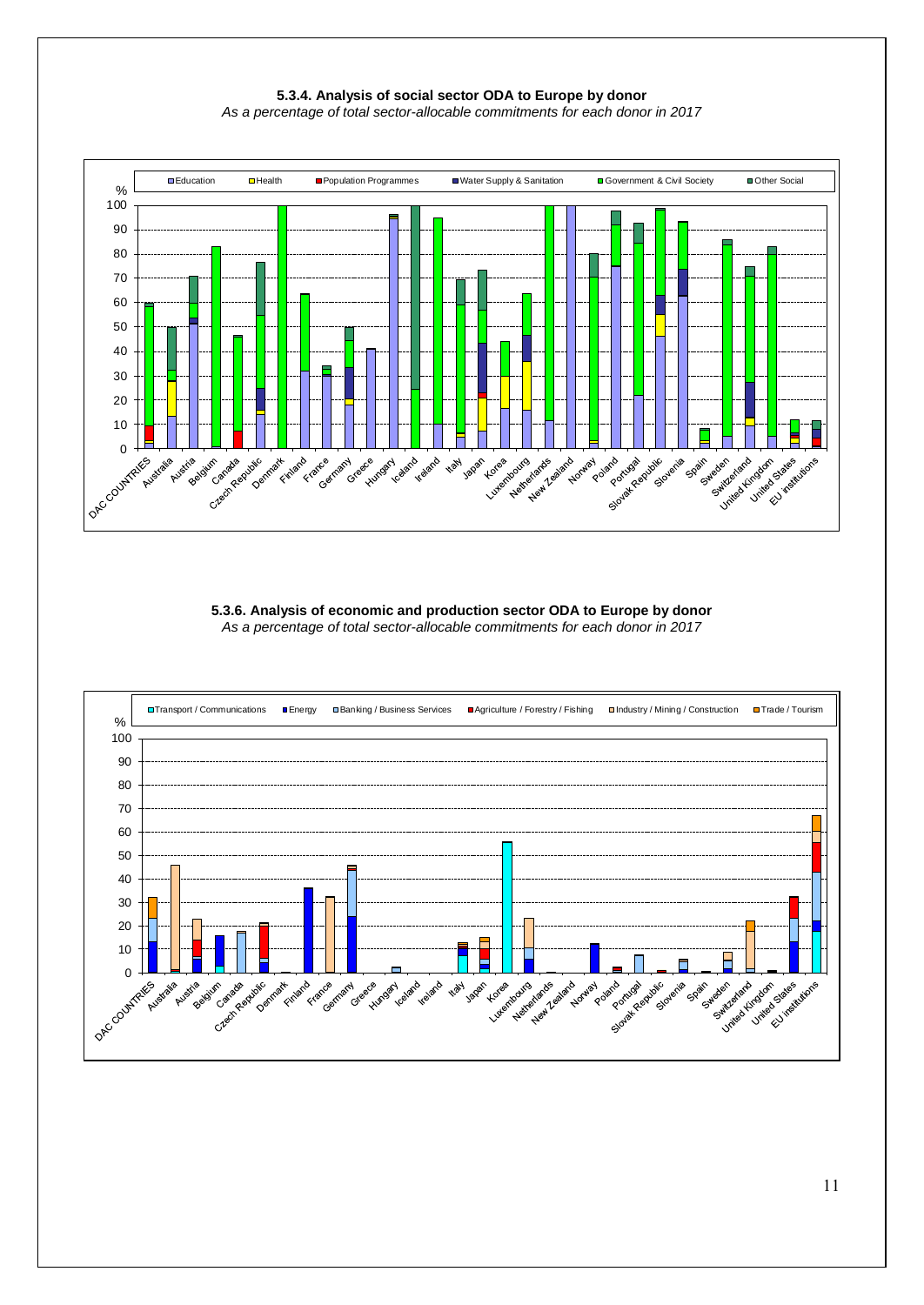**5.3.4. Analysis of social sector ODA to Europe by donor**

*As a percentage of total sector-allocable commitments for each donor in 2017*

Education
Health
Population Programmes
Water Supply & Sanitation
Government & Civil Society
Other Social

%

100
90
80
70
60
50
40
30
20
10
0

DAC COUNTRIES, Australia, Austria, Belgium, Canada, Czech Republic, Denmark, Finland, France, Germany, Greece, Hungary, Iceland, Ireland, Italy, Japan, Korea, Luxembourg, Netherlands, New Zealand, Norway, Poland, Portugal, Slovak Republic, Slovenia, Spain, Sweden, Switzerland, United Kingdom, United States, EU institutions

**5.3.6. Analysis of economic and production sector ODA to Europe by donor**

*As a percentage of total sector-allocable commitments for each donor in 2017*

Transport / Communications
Energy
Banking / Business Services
Agriculture / Forestry / Fishing
Industry / Mining / Construction
Trade / Tourism

%

100
90
80
70
60
50
40
30
20
10
0

DAC COUNTRIES, Australia, Austria, Belgium, Canada, Czech Republic, Denmark, Finland, France, Germany, Greece, Hungary, Iceland, Ireland, Italy, Japan, Korea, Luxembourg, Netherlands, New Zealand, Norway, Poland, Portugal, Slovak Republic, Slovenia, Spain, Sweden, Switzerland, United Kingdom, United States, EU institutions